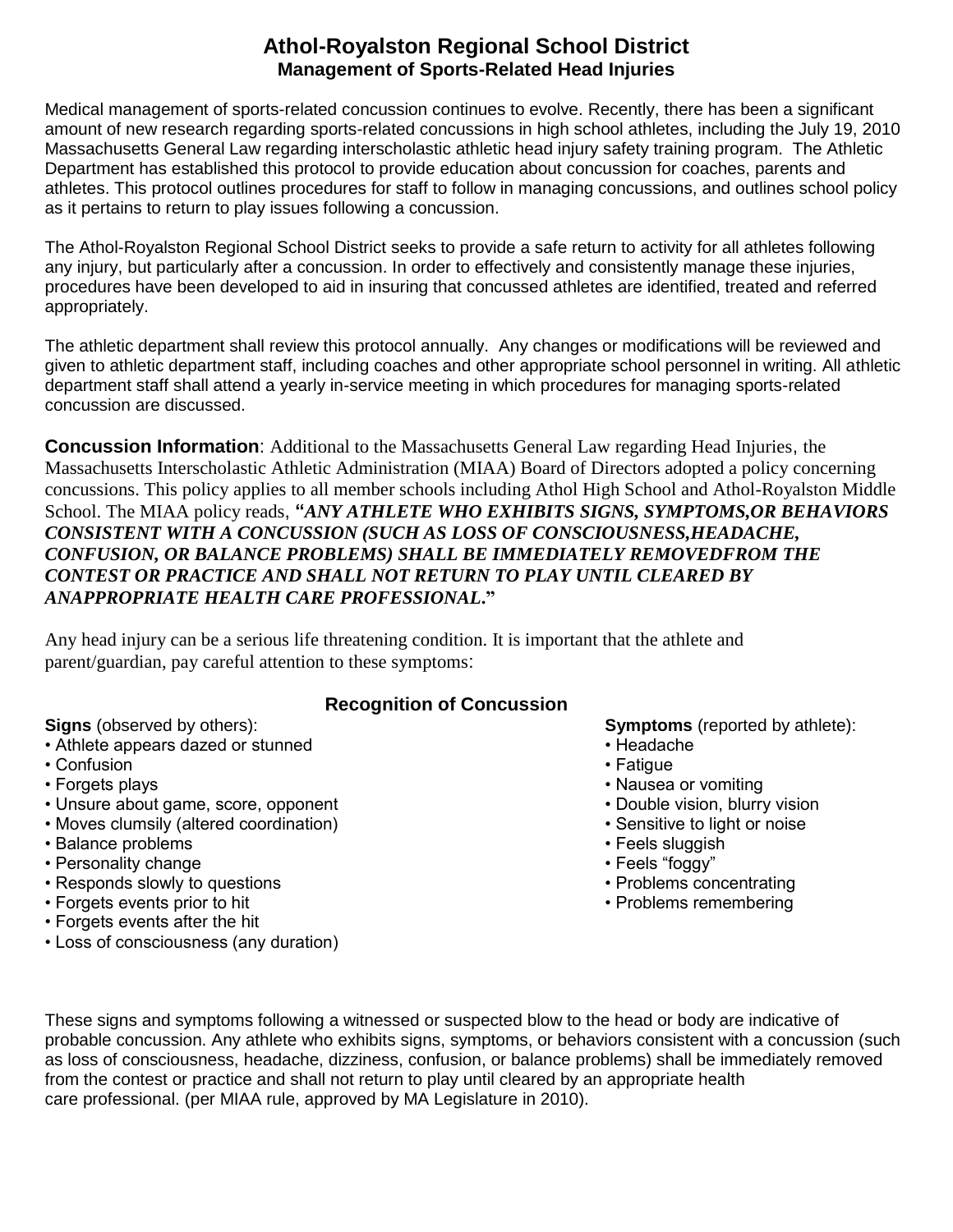# Athol-Royalston Regional School District
## Management of Sports-Related Head Injuries

Medical management of sports-related concussion continues to evolve. Recently, there has been a significant amount of new research regarding sports-related concussions in high school athletes, including the July 19, 2010 Massachusetts General Law regarding interscholastic athletic head injury safety training program. The Athletic Department has established this protocol to provide education about concussion for coaches, parents and athletes. This protocol outlines procedures for staff to follow in managing concussions, and outlines school policy as it pertains to return to play issues following a concussion.

The Athol-Royalston Regional School District seeks to provide a safe return to activity for all athletes following any injury, but particularly after a concussion. In order to effectively and consistently manage these injuries, procedures have been developed to aid in insuring that concussed athletes are identified, treated and referred appropriately.

The athletic department shall review this protocol annually. Any changes or modifications will be reviewed and given to athletic department staff, including coaches and other appropriate school personnel in writing. All athletic department staff shall attend a yearly in-service meeting in which procedures for managing sports-related concussion are discussed.

**Concussion Information**: Additional to the Massachusetts General Law regarding Head Injuries, the Massachusetts Interscholastic Athletic Administration (MIAA) Board of Directors adopted a policy concerning concussions. This policy applies to all member schools including Athol High School and Athol-Royalston Middle School. The MIAA policy reads, **"*ANY ATHLETE WHO EXHIBITS SIGNS, SYMPTOMS,OR BEHAVIORS CONSISTENT WITH A CONCUSSION (SUCH AS LOSS OF CONSCIOUSNESS,HEADACHE, CONFUSION, OR BALANCE PROBLEMS) SHALL BE IMMEDIATELY REMOVEDFROM THE CONTEST OR PRACTICE AND SHALL NOT RETURN TO PLAY UNTIL CLEARED BY ANAPPROPRIATE HEALTH CARE PROFESSIONAL.*"**

Any head injury can be a serious life threatening condition. It is important that the athlete and parent/guardian, pay careful attention to these symptoms:

### Recognition of Concussion

**Signs** (observed by others):

- Athlete appears dazed or stunned
- Confusion
- Forgets plays
- Unsure about game, score, opponent
- Moves clumsily (altered coordination)
- Balance problems
- Personality change
- Responds slowly to questions
- Forgets events prior to hit
- Forgets events after the hit
- Loss of consciousness (any duration)

**Symptoms** (reported by athlete):

- Headache
- Fatigue
- Nausea or vomiting
- Double vision, blurry vision
- Sensitive to light or noise
- Feels sluggish
- Feels "foggy"
- Problems concentrating
- Problems remembering

These signs and symptoms following a witnessed or suspected blow to the head or body are indicative of probable concussion. Any athlete who exhibits signs, symptoms, or behaviors consistent with a concussion (such as loss of consciousness, headache, dizziness, confusion, or balance problems) shall be immediately removed from the contest or practice and shall not return to play until cleared by an appropriate health care professional. (per MIAA rule, approved by MA Legislature in 2010).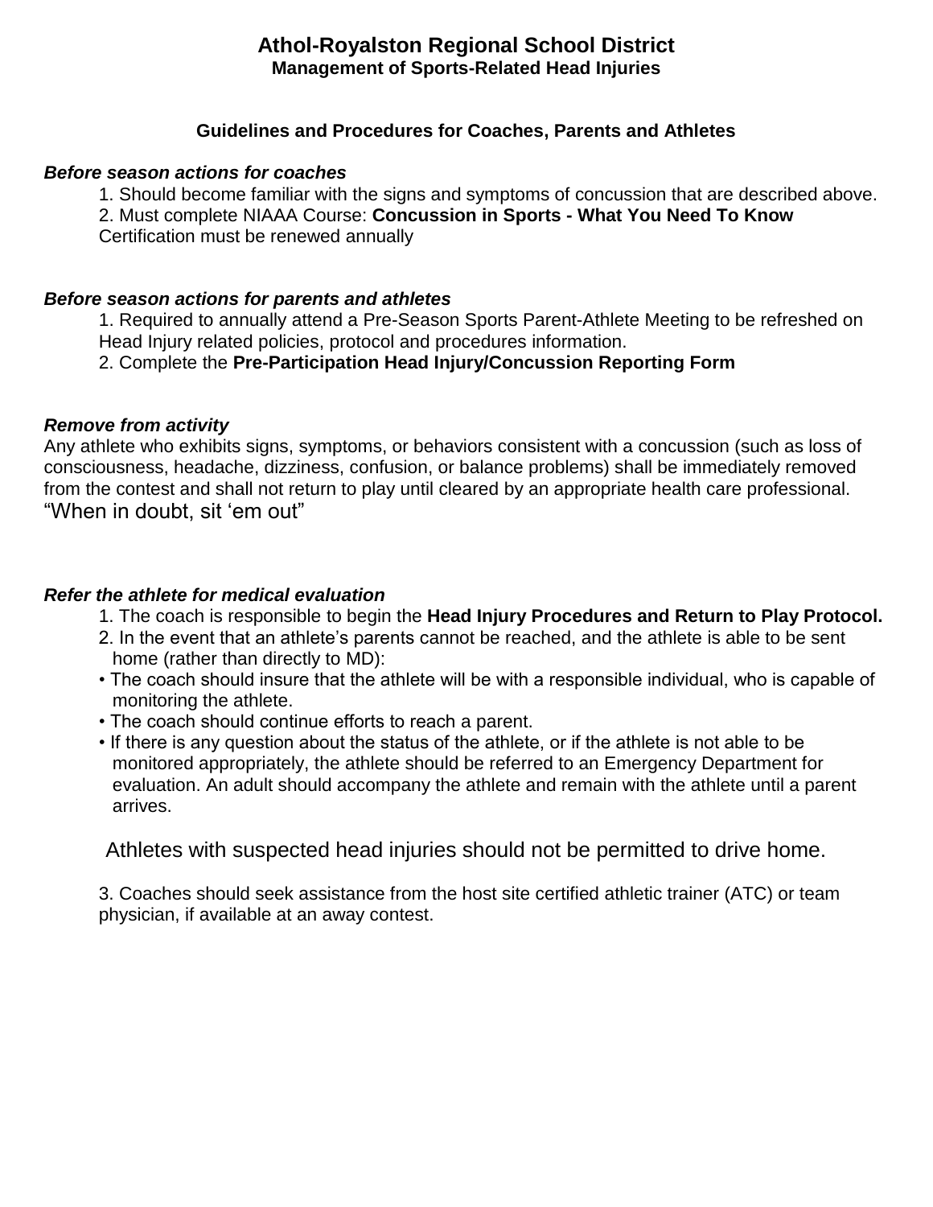# Athol-Royalston Regional School District

## Management of Sports-Related Head Injuries

### Guidelines and Procedures for Coaches, Parents and Athletes

***Before season actions for coaches***

1. Should become familiar with the signs and symptoms of concussion that are described above.
2. Must complete NIAAA Course: **Concussion in Sports - What You Need To Know**
   Certification must be renewed annually

***Before season actions for parents and athletes***

1. Required to annually attend a Pre-Season Sports Parent-Athlete Meeting to be refreshed on Head Injury related policies, protocol and procedures information.
2. Complete the **Pre-Participation Head Injury/Concussion Reporting Form**

***Remove from activity***

Any athlete who exhibits signs, symptoms, or behaviors consistent with a concussion (such as loss of consciousness, headache, dizziness, confusion, or balance problems) shall be immediately removed from the contest and shall not return to play until cleared by an appropriate health care professional.
"When in doubt, sit 'em out"

***Refer the athlete for medical evaluation***

1. The coach is responsible to begin the **Head Injury Procedures and Return to Play Protocol.**
2. In the event that an athlete's parents cannot be reached, and the athlete is able to be sent home (rather than directly to MD):
   - The coach should insure that the athlete will be with a responsible individual, who is capable of monitoring the athlete.
   - The coach should continue efforts to reach a parent.
   - If there is any question about the status of the athlete, or if the athlete is not able to be monitored appropriately, the athlete should be referred to an Emergency Department for evaluation. An adult should accompany the athlete and remain with the athlete until a parent arrives.

   Athletes with suspected head injuries should not be permitted to drive home.

3. Coaches should seek assistance from the host site certified athletic trainer (ATC) or team physician, if available at an away contest.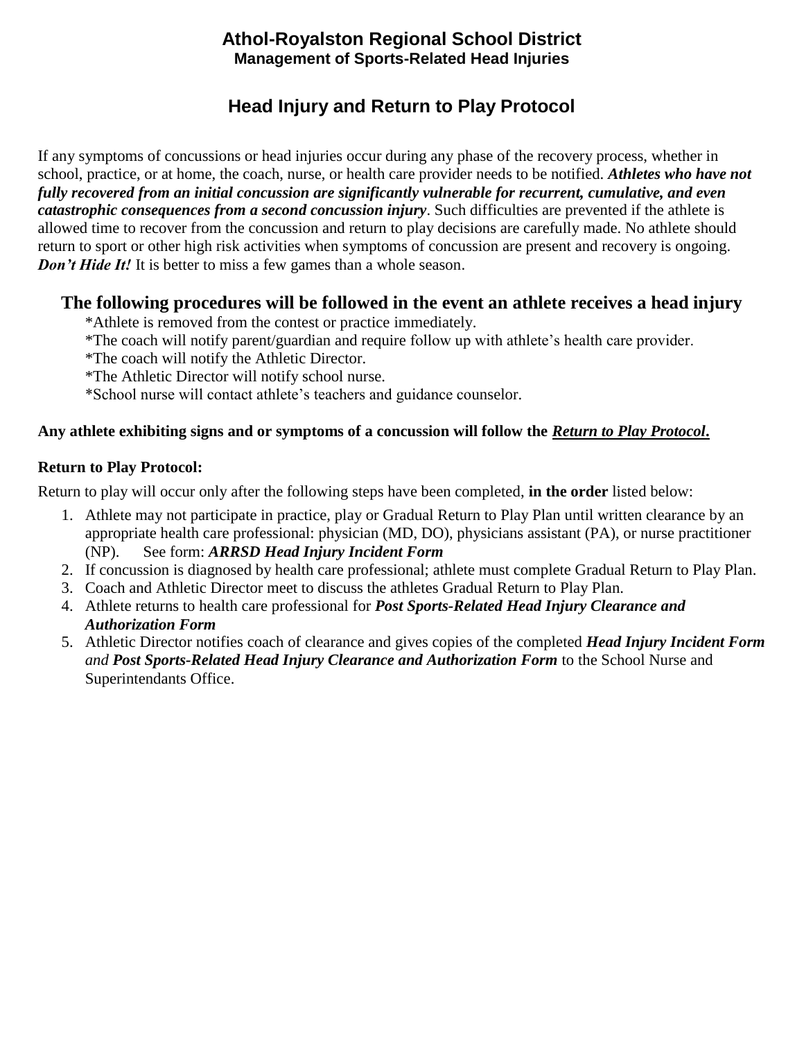# Athol-Royalston Regional School District

**Management of Sports-Related Head Injuries**

## Head Injury and Return to Play Protocol

If any symptoms of concussions or head injuries occur during any phase of the recovery process, whether in school, practice, or at home, the coach, nurse, or health care provider needs to be notified. ***Athletes who have not fully recovered from an initial concussion are significantly vulnerable for recurrent, cumulative, and even catastrophic consequences from a second concussion injury***. Such difficulties are prevented if the athlete is allowed time to recover from the concussion and return to play decisions are carefully made. No athlete should return to sport or other high risk activities when symptoms of concussion are present and recovery is ongoing. ***Don't Hide It!*** It is better to miss a few games than a whole season.

### The following procedures will be followed in the event an athlete receives a head injury

*Athlete is removed from the contest or practice immediately.
*The coach will notify parent/guardian and require follow up with athlete's health care provider.
*The coach will notify the Athletic Director.
*The Athletic Director will notify school nurse.
*School nurse will contact athlete's teachers and guidance counselor.

**Any athlete exhibiting signs and or symptoms of a concussion will follow the *Return to Play Protocol*.**

**Return to Play Protocol:**

Return to play will occur only after the following steps have been completed, **in the order** listed below:

1. Athlete may not participate in practice, play or Gradual Return to Play Plan until written clearance by an appropriate health care professional: physician (MD, DO), physicians assistant (PA), or nurse practitioner (NP). See form: ***ARRSD Head Injury Incident Form***
2. If concussion is diagnosed by health care professional; athlete must complete Gradual Return to Play Plan.
3. Coach and Athletic Director meet to discuss the athletes Gradual Return to Play Plan.
4. Athlete returns to health care professional for ***Post Sports-Related Head Injury Clearance and Authorization Form***
5. Athletic Director notifies coach of clearance and gives copies of the completed ***Head Injury Incident Form*** *and* ***Post Sports-Related Head Injury Clearance and Authorization Form*** to the School Nurse and Superintendants Office.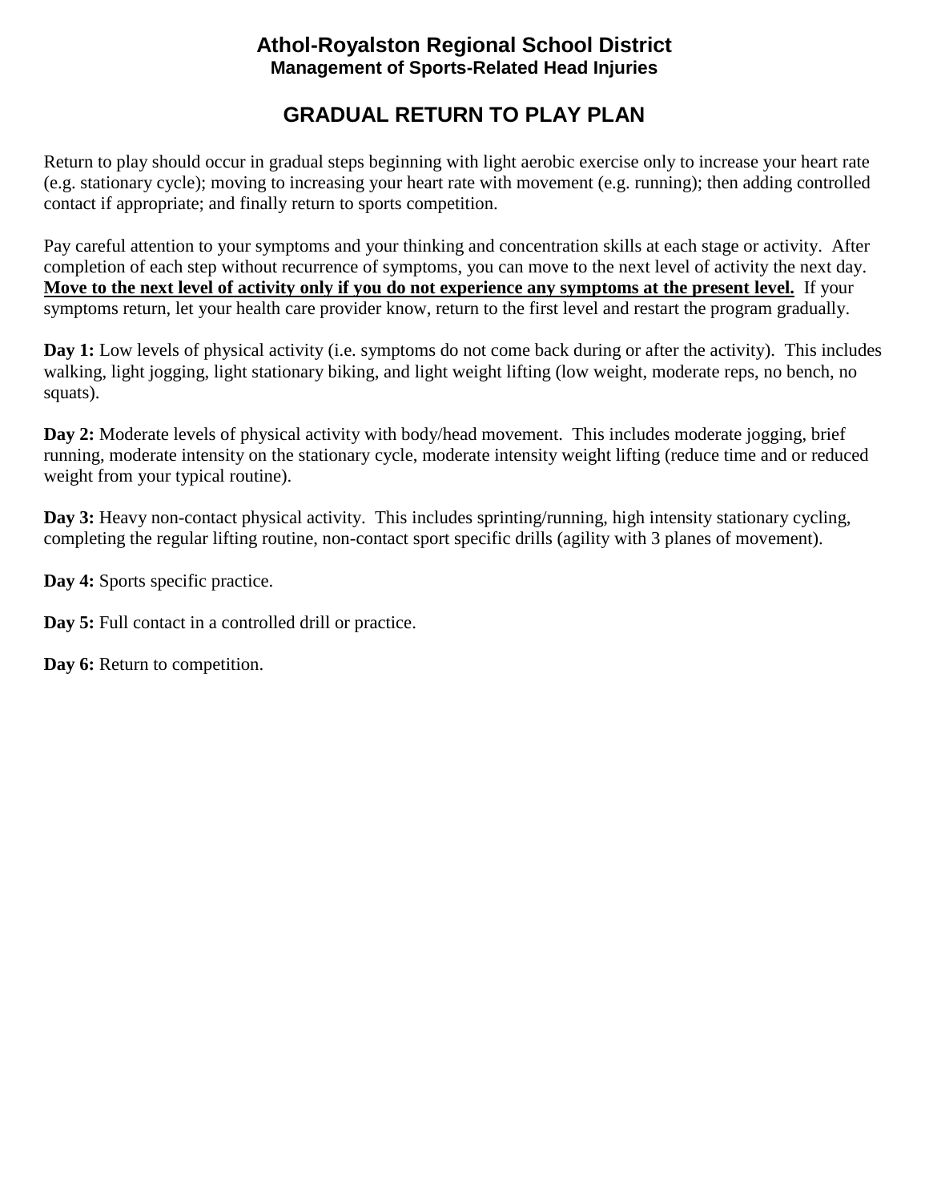# Athol-Royalston Regional School District
### Management of Sports-Related Head Injuries

## GRADUAL RETURN TO PLAY PLAN

Return to play should occur in gradual steps beginning with light aerobic exercise only to increase your heart rate (e.g. stationary cycle); moving to increasing your heart rate with movement (e.g. running); then adding controlled contact if appropriate; and finally return to sports competition.

Pay careful attention to your symptoms and your thinking and concentration skills at each stage or activity. After completion of each step without recurrence of symptoms, you can move to the next level of activity the next day. **Move to the next level of activity only if you do not experience any symptoms at the present level.** If your symptoms return, let your health care provider know, return to the first level and restart the program gradually.

**Day 1:** Low levels of physical activity (i.e. symptoms do not come back during or after the activity). This includes walking, light jogging, light stationary biking, and light weight lifting (low weight, moderate reps, no bench, no squats).

**Day 2:** Moderate levels of physical activity with body/head movement. This includes moderate jogging, brief running, moderate intensity on the stationary cycle, moderate intensity weight lifting (reduce time and or reduced weight from your typical routine).

**Day 3:** Heavy non-contact physical activity. This includes sprinting/running, high intensity stationary cycling, completing the regular lifting routine, non-contact sport specific drills (agility with 3 planes of movement).

**Day 4:** Sports specific practice.

**Day 5:** Full contact in a controlled drill or practice.

**Day 6:** Return to competition.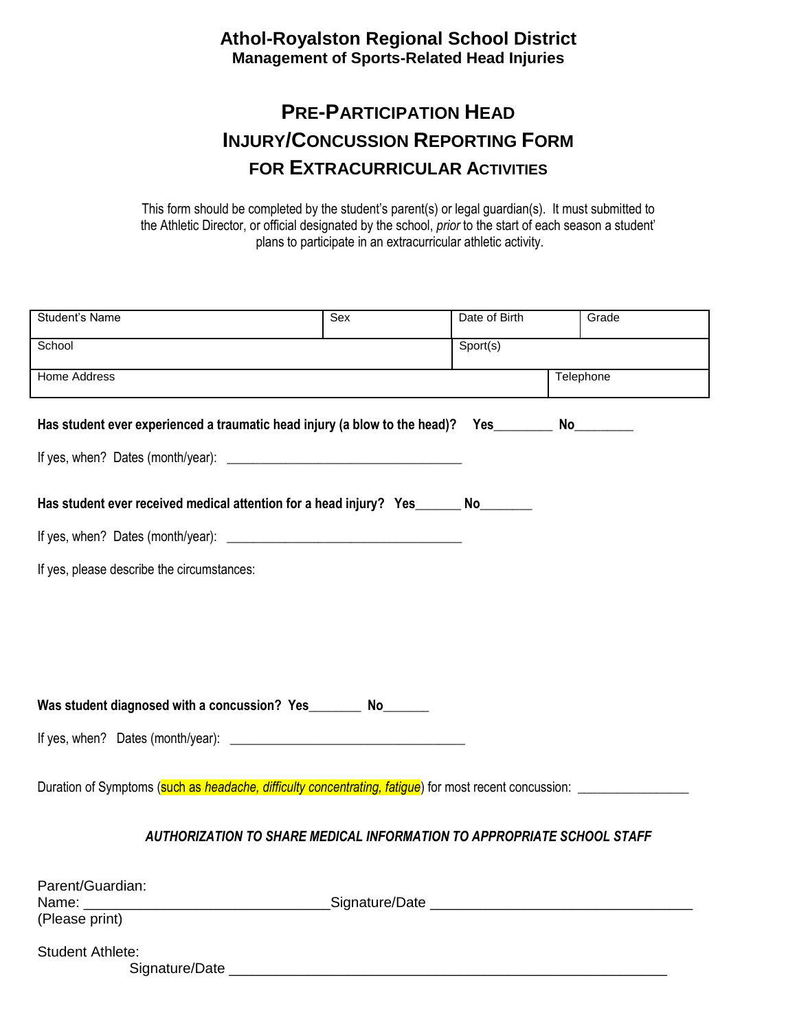# Athol-Royalston Regional School District

**Management of Sports-Related Head Injuries**

## PRE-PARTICIPATION HEAD INJURY/CONCUSSION REPORTING FORM FOR EXTRACURRICULAR ACTIVITIES

This form should be completed by the student's parent(s) or legal guardian(s). It must submitted to the Athletic Director, or official designated by the school, *prior* to the start of each season a student' plans to participate in an extracurricular athletic activity.

| Student's Name | Sex | Date of Birth | Grade |
|---|---|---|---|
| School | | Sport(s) | |
| Home Address | | | Telephone |

**Has student ever experienced a traumatic head injury (a blow to the head)? Yes________ No________**

If yes, when? Dates (month/year): ___________________________________

**Has student ever received medical attention for a head injury? Yes_______ No_______**

If yes, when? Dates (month/year): ___________________________________

If yes, please describe the circumstances:

**Was student diagnosed with a concussion? Yes________ No_______**

If yes, when? Dates (month/year): ___________________________________

Duration of Symptoms (such as *headache, difficulty concentrating, fatigue*) for most recent concussion: ________________

***AUTHORIZATION TO SHARE MEDICAL INFORMATION TO APPROPRIATE SCHOOL STAFF***

Parent/Guardian:
Name: ______________________________Signature/Date ________________________________
(Please print)

Student Athlete:
Signature/Date ________________________________________________________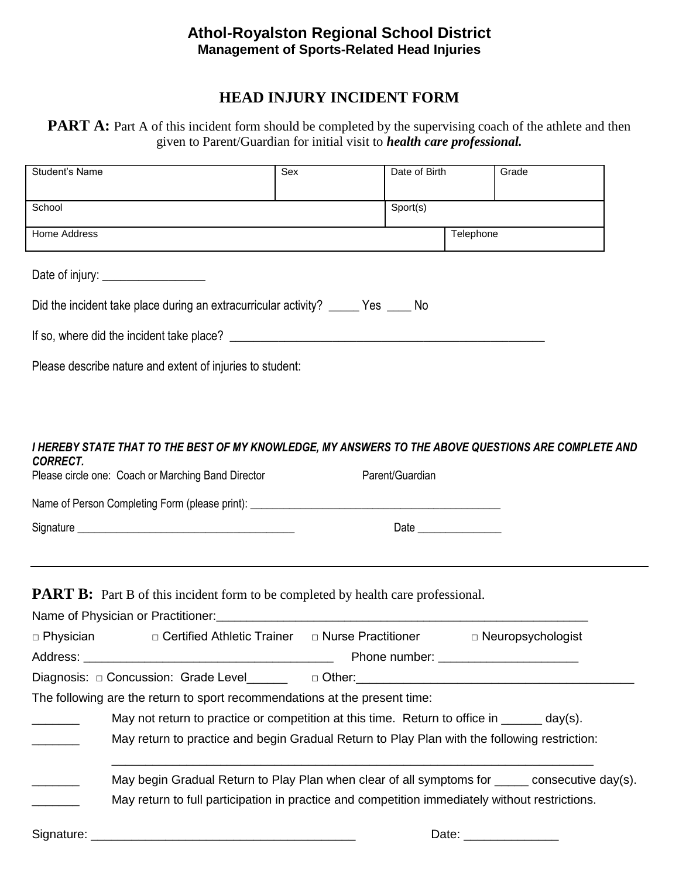# Athol-Royalston Regional School District

**Management of Sports-Related Head Injuries**

## HEAD INJURY INCIDENT FORM

**PART A:** Part A of this incident form should be completed by the supervising coach of the athlete and then given to Parent/Guardian for initial visit to ***health care professional.***

| Student's Name | | Sex | Date of Birth | | Grade |
|---|---|---|---|---|---|
| School | | | Sport(s) | | |
| Home Address | | | | Telephone | |

Date of injury: _________________

Did the incident take place during an extracurricular activity? _____ Yes ____ No

If so, where did the incident take place? ____________________________________________________

Please describe nature and extent of injuries to student:

***I HEREBY STATE THAT TO THE BEST OF MY KNOWLEDGE, MY ANSWERS TO THE ABOVE QUESTIONS ARE COMPLETE AND CORRECT.***

Please circle one: Coach or Marching Band Director Parent/Guardian

Name of Person Completing Form (please print): _______________________________________________

Signature ________________________________________ Date _______________

---

**PART B:** Part B of this incident form to be completed by health care professional.

Name of Physician or Practitioner:_________________________________________________________

□ Physician □ Certified Athletic Trainer □ Nurse Practitioner □ Neuropsychologist

Address: _____________________________________ Phone number: ____________________

Diagnosis: □ Concussion: Grade Level______ □ Other:________________________________________

The following are the return to sport recommendations at the present time:

_______ May not return to practice or competition at this time. Return to office in ______ day(s).

_______ May return to practice and begin Gradual Return to Play Plan with the following restriction:

_________________________________________________________________________

_______ May begin Gradual Return to Play Plan when clear of all symptoms for _____ consecutive day(s).

_______ May return to full participation in practice and competition immediately without restrictions.

Signature: ______________________________________ Date: ______________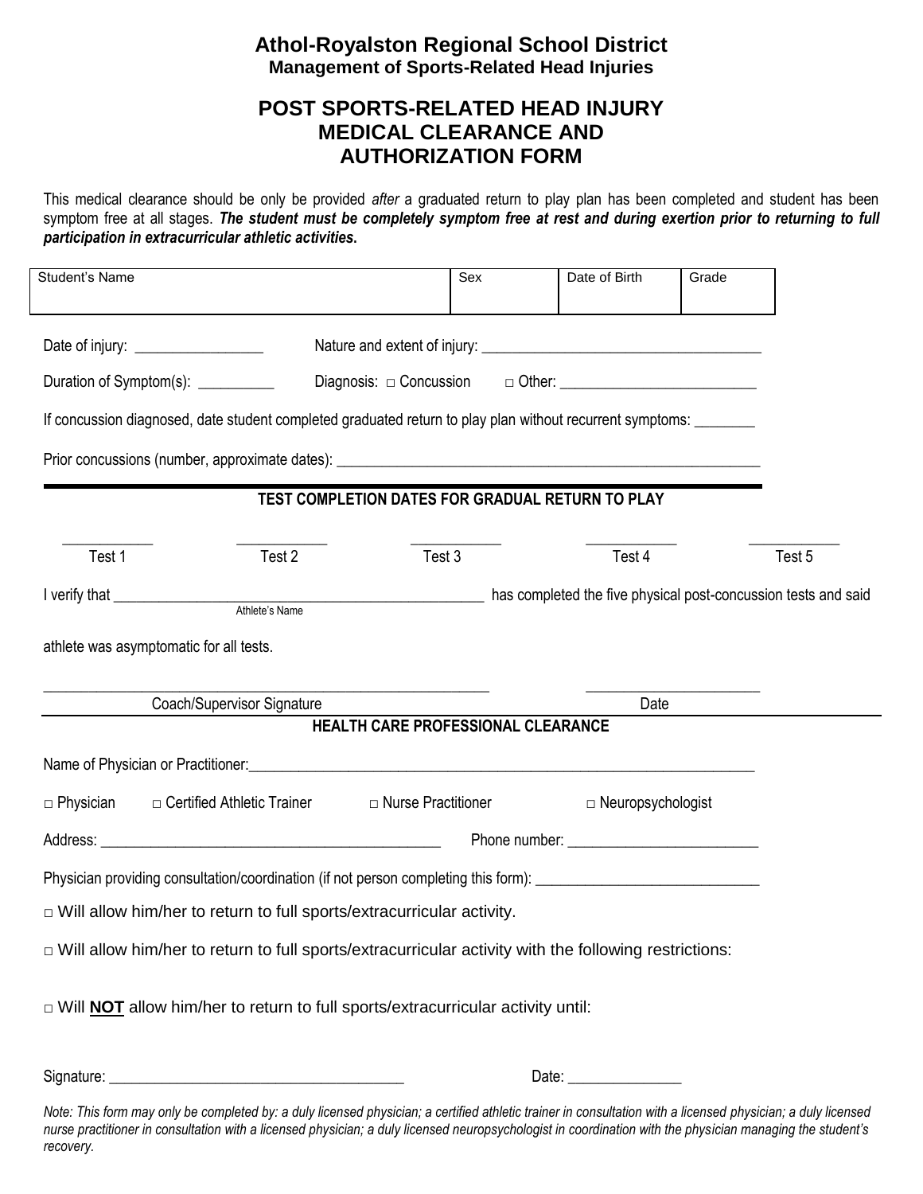# Athol-Royalston Regional School District

**Management of Sports-Related Head Injuries**

## POST SPORTS-RELATED HEAD INJURY MEDICAL CLEARANCE AND AUTHORIZATION FORM

This medical clearance should be only be provided *after* a graduated return to play plan has been completed and student has been symptom free at all stages. ***The student must be completely symptom free at rest and during exertion prior to returning to full participation in extracurricular athletic activities.***

| Student's Name | Sex | Date of Birth | Grade |
|---|---|---|---|
| | | | |

Date of injury: _________________ Nature and extent of injury: _____________________________________

Duration of Symptom(s): __________ Diagnosis: □ Concussion □ Other: _________________________

If concussion diagnosed, date student completed graduated return to play plan without recurrent symptoms: ________

Prior concussions (number, approximate dates): _________________________________________________________

**TEST COMPLETION DATES FOR GRADUAL RETURN TO PLAY**

| ___________ | ___________ | ___________ | ___________ | ___________ |
|---|---|---|---|---|
| Test 1 | Test 2 | Test 3 | Test 4 | Test 5 |

I verify that _________________________________________________ (Athlete's Name) has completed the five physical post-concussion tests and said athlete was asymptomatic for all tests.

_______________________________________________________ Coach/Supervisor Signature

_____________________ Date

**HEALTH CARE PROFESSIONAL CLEARANCE**

Name of Physician or Practitioner:_______________________________________________________________________

□ Physician □ Certified Athletic Trainer □ Nurse Practitioner □ Neuropsychologist

Address: _____________________________________________ Phone number: _________________________

Physician providing consultation/coordination (if not person completing this form): _____________________________

□ Will allow him/her to return to full sports/extracurricular activity.

□ Will allow him/her to return to full sports/extracurricular activity with the following restrictions:

□ Will **NOT** allow him/her to return to full sports/extracurricular activity until:

Signature: ______________________________________ Date: ______________

*Note: This form may only be completed by: a duly licensed physician; a certified athletic trainer in consultation with a licensed physician; a duly licensed nurse practitioner in consultation with a licensed physician; a duly licensed neuropsychologist in coordination with the physician managing the student's recovery.*